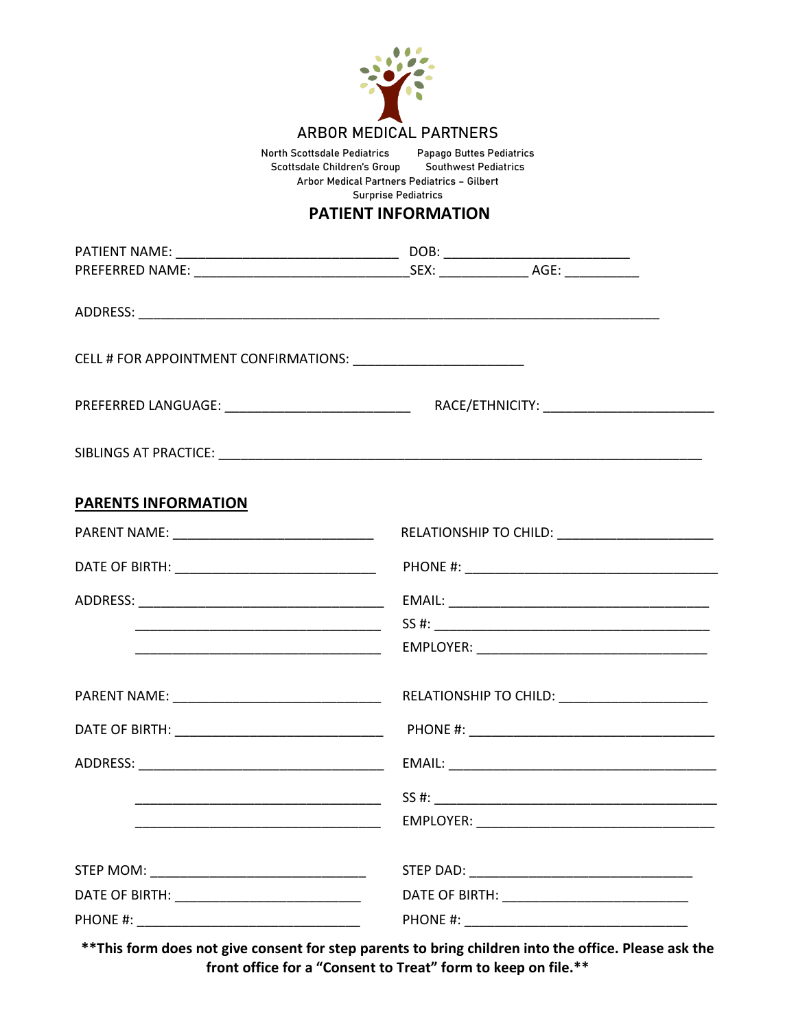# ARBOR MEDICAL PARTNERS

North Scottsdale Pediatrics Papago Buttes Pediatrics
Scottsdale Children's Group Southwest Pediatrics
Arbor Medical Partners Pediatrics – Gilbert
Surprise Pediatrics

## PATIENT INFORMATION

PATIENT NAME: ______________________________ DOB: ________________________
PREFERRED NAME: ____________________________SEX: ___________ AGE: __________

ADDRESS: ______________________________________________________________________

CELL # FOR APPOINTMENT CONFIRMATIONS: _______________________

PREFERRED LANGUAGE: _________________________ RACE/ETHNICITY: _______________________

SIBLINGS AT PRACTICE: _________________________________________________________________

## PARENTS INFORMATION

PARENT NAME: ___________________________ RELATIONSHIP TO CHILD: _____________________

DATE OF BIRTH: ___________________________ PHONE #: __________________________________

ADDRESS: _________________________________ EMAIL: ___________________________________
_________________________________ SS #: _____________________________________
_________________________________ EMPLOYER: _______________________________

PARENT NAME: ____________________________ RELATIONSHIP TO CHILD: ____________________

DATE OF BIRTH: ____________________________ PHONE #: _________________________________

ADDRESS: _________________________________ EMAIL: ____________________________________

_________________________________ SS #: ______________________________________
_________________________________ EMPLOYER: ________________________________

STEP MOM: _____________________________ STEP DAD: ______________________________
DATE OF BIRTH: _________________________ DATE OF BIRTH: ________________________
PHONE #: ______________________________ PHONE #: ______________________________

**\*\*This form does not give consent for step parents to bring children into the office. Please ask the front office for a "Consent to Treat" form to keep on file.\*\***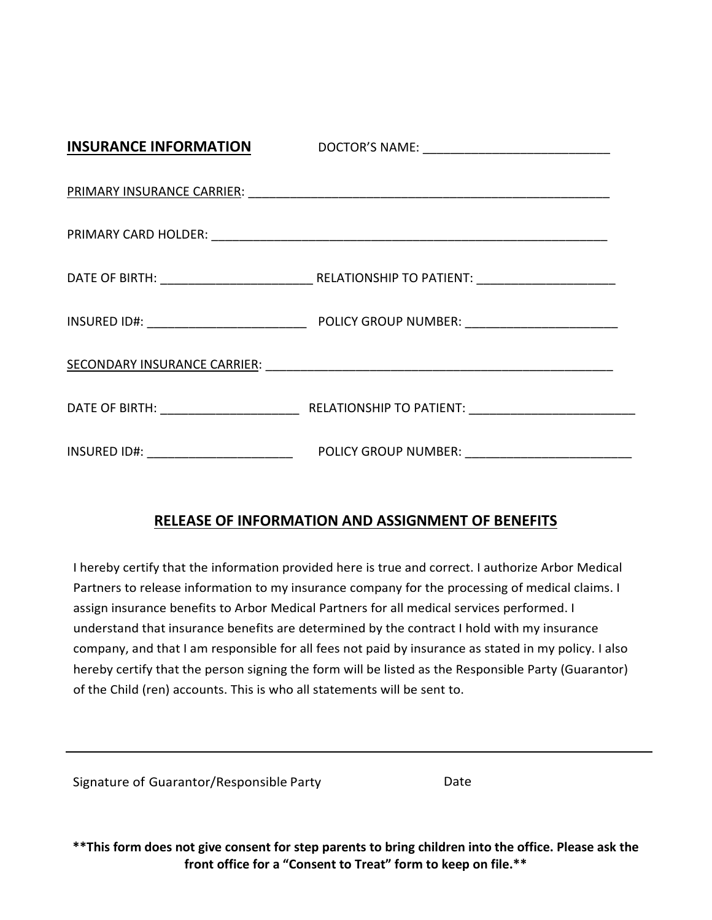**INSURANCE INFORMATION** DOCTOR'S NAME: ___________________________

PRIMARY INSURANCE CARRIER: _____________________________________________________

PRIMARY CARD HOLDER: __________________________________________________________

DATE OF BIRTH: ______________________ RELATIONSHIP TO PATIENT: ____________________

INSURED ID#: _______________________ POLICY GROUP NUMBER: ______________________

SECONDARY INSURANCE CARRIER: ___________________________________________________

DATE OF BIRTH: ____________________ RELATIONSHIP TO PATIENT: ________________________

INSURED ID#: _____________________ POLICY GROUP NUMBER: ________________________

## RELEASE OF INFORMATION AND ASSIGNMENT OF BENEFITS

I hereby certify that the information provided here is true and correct. I authorize Arbor Medical Partners to release information to my insurance company for the processing of medical claims. I assign insurance benefits to Arbor Medical Partners for all medical services performed. I understand that insurance benefits are determined by the contract I hold with my insurance company, and that I am responsible for all fees not paid by insurance as stated in my policy. I also hereby certify that the person signing the form will be listed as the Responsible Party (Guarantor) of the Child (ren) accounts. This is who all statements will be sent to.

_______________________________________________________________________________

Signature of Guarantor/Responsible Party Date

**\*\*This form does not give consent for step parents to bring children into the office. Please ask the front office for a "Consent to Treat" form to keep on file.\*\***